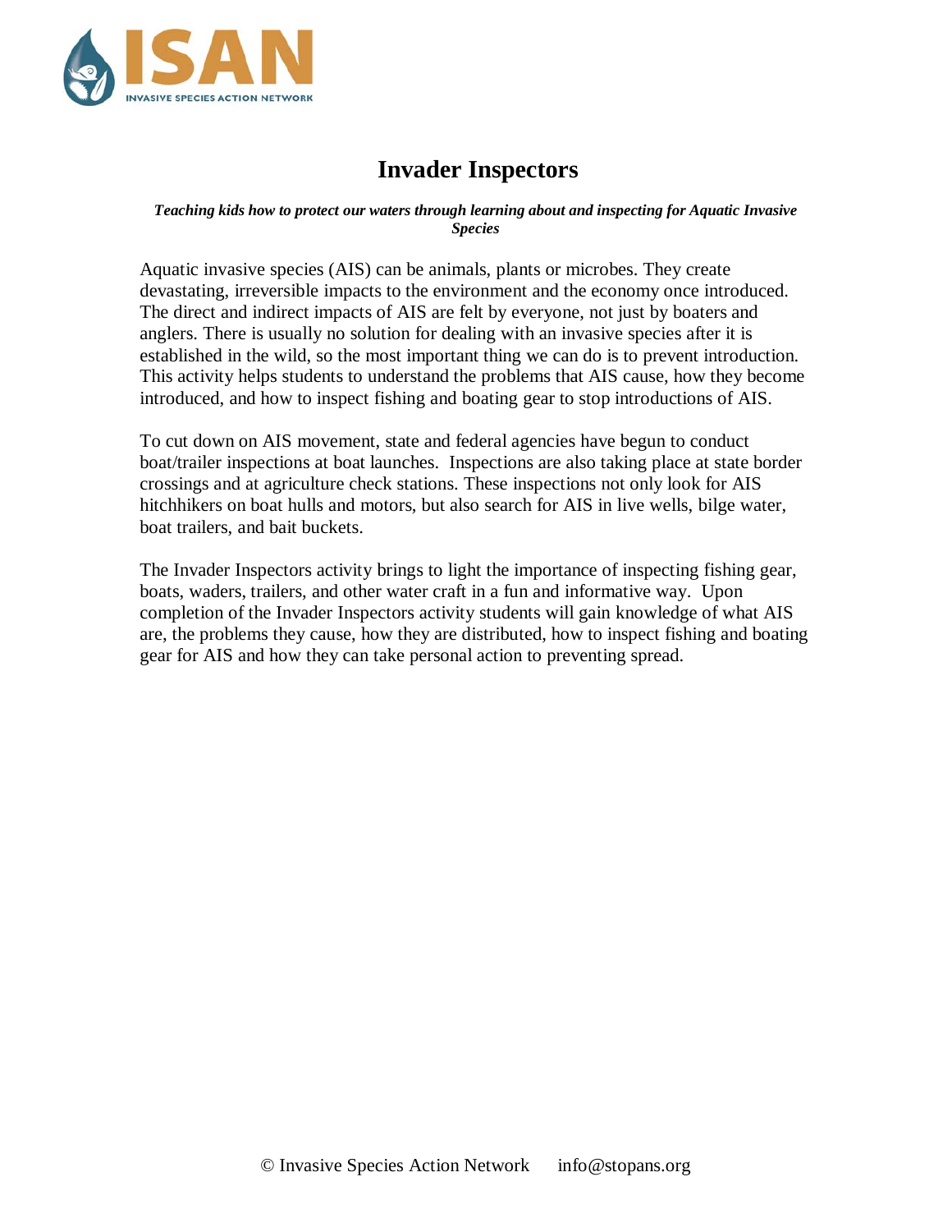# Invader Inspectors

***Teaching kids how to protect our waters through learning about and inspecting for Aquatic Invasive Species***

Aquatic invasive species (AIS) can be animals, plants or microbes. They create devastating, irreversible impacts to the environment and the economy once introduced. The direct and indirect impacts of AIS are felt by everyone, not just by boaters and anglers. There is usually no solution for dealing with an invasive species after it is established in the wild, so the most important thing we can do is to prevent introduction. This activity helps students to understand the problems that AIS cause, how they become introduced, and how to inspect fishing and boating gear to stop introductions of AIS.

To cut down on AIS movement, state and federal agencies have begun to conduct boat/trailer inspections at boat launches. Inspections are also taking place at state border crossings and at agriculture check stations. These inspections not only look for AIS hitchhikers on boat hulls and motors, but also search for AIS in live wells, bilge water, boat trailers, and bait buckets.

The Invader Inspectors activity brings to light the importance of inspecting fishing gear, boats, waders, trailers, and other water craft in a fun and informative way. Upon completion of the Invader Inspectors activity students will gain knowledge of what AIS are, the problems they cause, how they are distributed, how to inspect fishing and boating gear for AIS and how they can take personal action to preventing spread.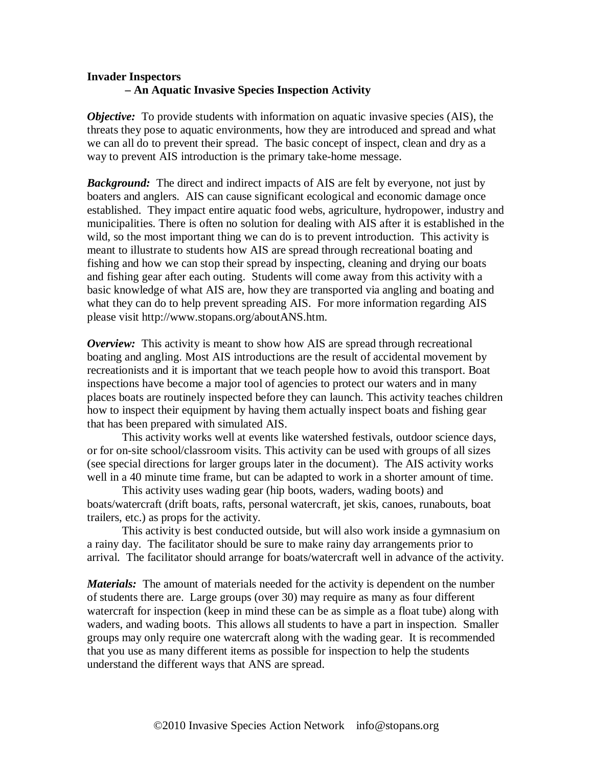**Invader Inspectors**
**– An Aquatic Invasive Species Inspection Activity**

***Objective:*** To provide students with information on aquatic invasive species (AIS), the threats they pose to aquatic environments, how they are introduced and spread and what we can all do to prevent their spread. The basic concept of inspect, clean and dry as a way to prevent AIS introduction is the primary take-home message.

***Background:*** The direct and indirect impacts of AIS are felt by everyone, not just by boaters and anglers. AIS can cause significant ecological and economic damage once established. They impact entire aquatic food webs, agriculture, hydropower, industry and municipalities. There is often no solution for dealing with AIS after it is established in the wild, so the most important thing we can do is to prevent introduction. This activity is meant to illustrate to students how AIS are spread through recreational boating and fishing and how we can stop their spread by inspecting, cleaning and drying our boats and fishing gear after each outing. Students will come away from this activity with a basic knowledge of what AIS are, how they are transported via angling and boating and what they can do to help prevent spreading AIS. For more information regarding AIS please visit http://www.stopans.org/aboutANS.htm.

***Overview:*** This activity is meant to show how AIS are spread through recreational boating and angling. Most AIS introductions are the result of accidental movement by recreationists and it is important that we teach people how to avoid this transport. Boat inspections have become a major tool of agencies to protect our waters and in many places boats are routinely inspected before they can launch. This activity teaches children how to inspect their equipment by having them actually inspect boats and fishing gear that has been prepared with simulated AIS.

This activity works well at events like watershed festivals, outdoor science days, or for on-site school/classroom visits. This activity can be used with groups of all sizes (see special directions for larger groups later in the document). The AIS activity works well in a 40 minute time frame, but can be adapted to work in a shorter amount of time.

This activity uses wading gear (hip boots, waders, wading boots) and boats/watercraft (drift boats, rafts, personal watercraft, jet skis, canoes, runabouts, boat trailers, etc.) as props for the activity.

This activity is best conducted outside, but will also work inside a gymnasium on a rainy day. The facilitator should be sure to make rainy day arrangements prior to arrival. The facilitator should arrange for boats/watercraft well in advance of the activity.

***Materials:*** The amount of materials needed for the activity is dependent on the number of students there are. Large groups (over 30) may require as many as four different watercraft for inspection (keep in mind these can be as simple as a float tube) along with waders, and wading boots. This allows all students to have a part in inspection. Smaller groups may only require one watercraft along with the wading gear. It is recommended that you use as many different items as possible for inspection to help the students understand the different ways that ANS are spread.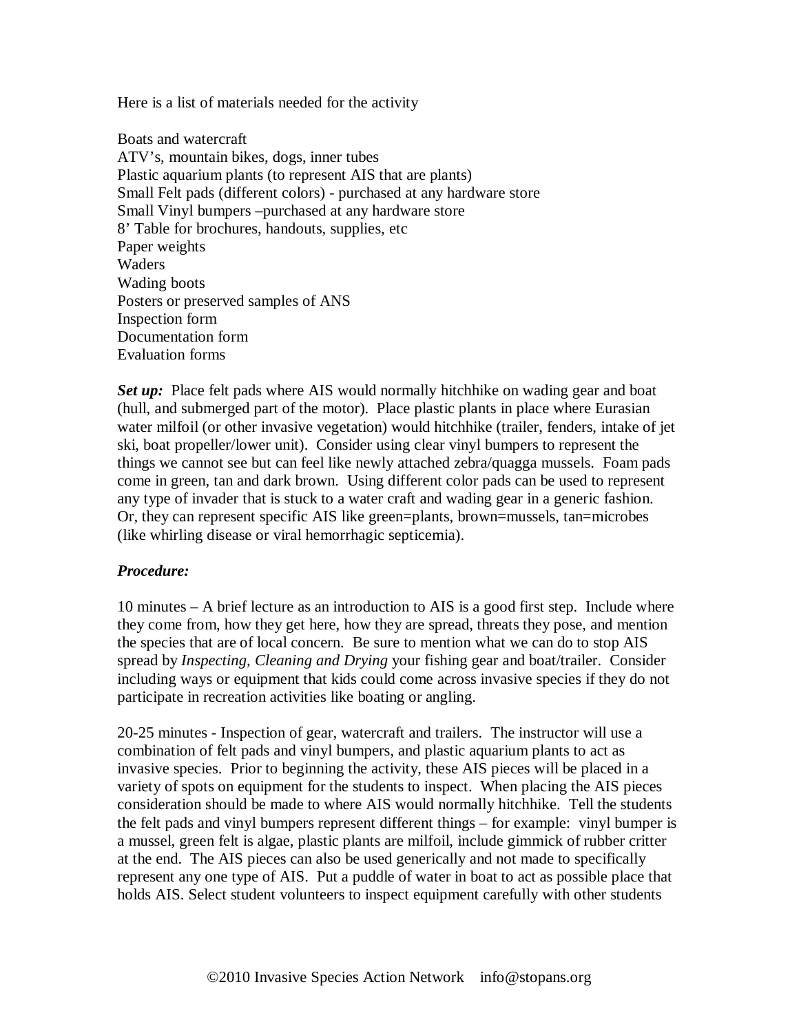Here is a list of materials needed for the activity

Boats and watercraft
ATV's, mountain bikes, dogs, inner tubes
Plastic aquarium plants (to represent AIS that are plants)
Small Felt pads (different colors) - purchased at any hardware store
Small Vinyl bumpers –purchased at any hardware store
8' Table for brochures, handouts, supplies, etc
Paper weights
Waders
Wading boots
Posters or preserved samples of ANS
Inspection form
Documentation form
Evaluation forms

***Set up:*** Place felt pads where AIS would normally hitchhike on wading gear and boat (hull, and submerged part of the motor). Place plastic plants in place where Eurasian water milfoil (or other invasive vegetation) would hitchhike (trailer, fenders, intake of jet ski, boat propeller/lower unit). Consider using clear vinyl bumpers to represent the things we cannot see but can feel like newly attached zebra/quagga mussels. Foam pads come in green, tan and dark brown. Using different color pads can be used to represent any type of invader that is stuck to a water craft and wading gear in a generic fashion. Or, they can represent specific AIS like green=plants, brown=mussels, tan=microbes (like whirling disease or viral hemorrhagic septicemia).

***Procedure:***

10 minutes – A brief lecture as an introduction to AIS is a good first step. Include where they come from, how they get here, how they are spread, threats they pose, and mention the species that are of local concern. Be sure to mention what we can do to stop AIS spread by *Inspecting, Cleaning and Drying* your fishing gear and boat/trailer. Consider including ways or equipment that kids could come across invasive species if they do not participate in recreation activities like boating or angling.

20-25 minutes - Inspection of gear, watercraft and trailers. The instructor will use a combination of felt pads and vinyl bumpers, and plastic aquarium plants to act as invasive species. Prior to beginning the activity, these AIS pieces will be placed in a variety of spots on equipment for the students to inspect. When placing the AIS pieces consideration should be made to where AIS would normally hitchhike. Tell the students the felt pads and vinyl bumpers represent different things – for example: vinyl bumper is a mussel, green felt is algae, plastic plants are milfoil, include gimmick of rubber critter at the end. The AIS pieces can also be used generically and not made to specifically represent any one type of AIS. Put a puddle of water in boat to act as possible place that holds AIS. Select student volunteers to inspect equipment carefully with other students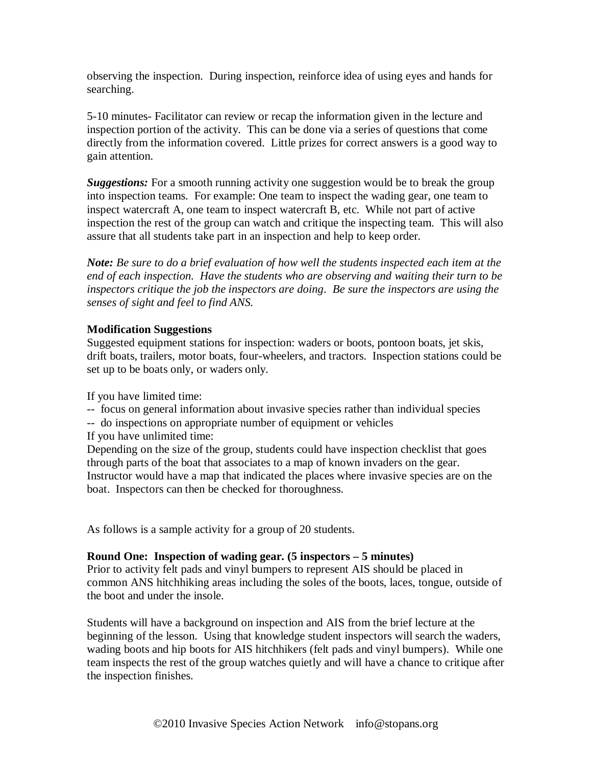observing the inspection. During inspection, reinforce idea of using eyes and hands for searching.

5-10 minutes- Facilitator can review or recap the information given in the lecture and inspection portion of the activity. This can be done via a series of questions that come directly from the information covered. Little prizes for correct answers is a good way to gain attention.

***Suggestions:*** For a smooth running activity one suggestion would be to break the group into inspection teams. For example: One team to inspect the wading gear, one team to inspect watercraft A, one team to inspect watercraft B, etc. While not part of active inspection the rest of the group can watch and critique the inspecting team. This will also assure that all students take part in an inspection and help to keep order.

***Note:*** *Be sure to do a brief evaluation of how well the students inspected each item at the end of each inspection. Have the students who are observing and waiting their turn to be inspectors critique the job the inspectors are doing. Be sure the inspectors are using the senses of sight and feel to find ANS.*

**Modification Suggestions**

Suggested equipment stations for inspection: waders or boots, pontoon boats, jet skis, drift boats, trailers, motor boats, four-wheelers, and tractors. Inspection stations could be set up to be boats only, or waders only.

If you have limited time:

-- focus on general information about invasive species rather than individual species

-- do inspections on appropriate number of equipment or vehicles

If you have unlimited time:

Depending on the size of the group, students could have inspection checklist that goes through parts of the boat that associates to a map of known invaders on the gear. Instructor would have a map that indicated the places where invasive species are on the boat. Inspectors can then be checked for thoroughness.

As follows is a sample activity for a group of 20 students.

**Round One: Inspection of wading gear. (5 inspectors – 5 minutes)**

Prior to activity felt pads and vinyl bumpers to represent AIS should be placed in common ANS hitchhiking areas including the soles of the boots, laces, tongue, outside of the boot and under the insole.

Students will have a background on inspection and AIS from the brief lecture at the beginning of the lesson. Using that knowledge student inspectors will search the waders, wading boots and hip boots for AIS hitchhikers (felt pads and vinyl bumpers). While one team inspects the rest of the group watches quietly and will have a chance to critique after the inspection finishes.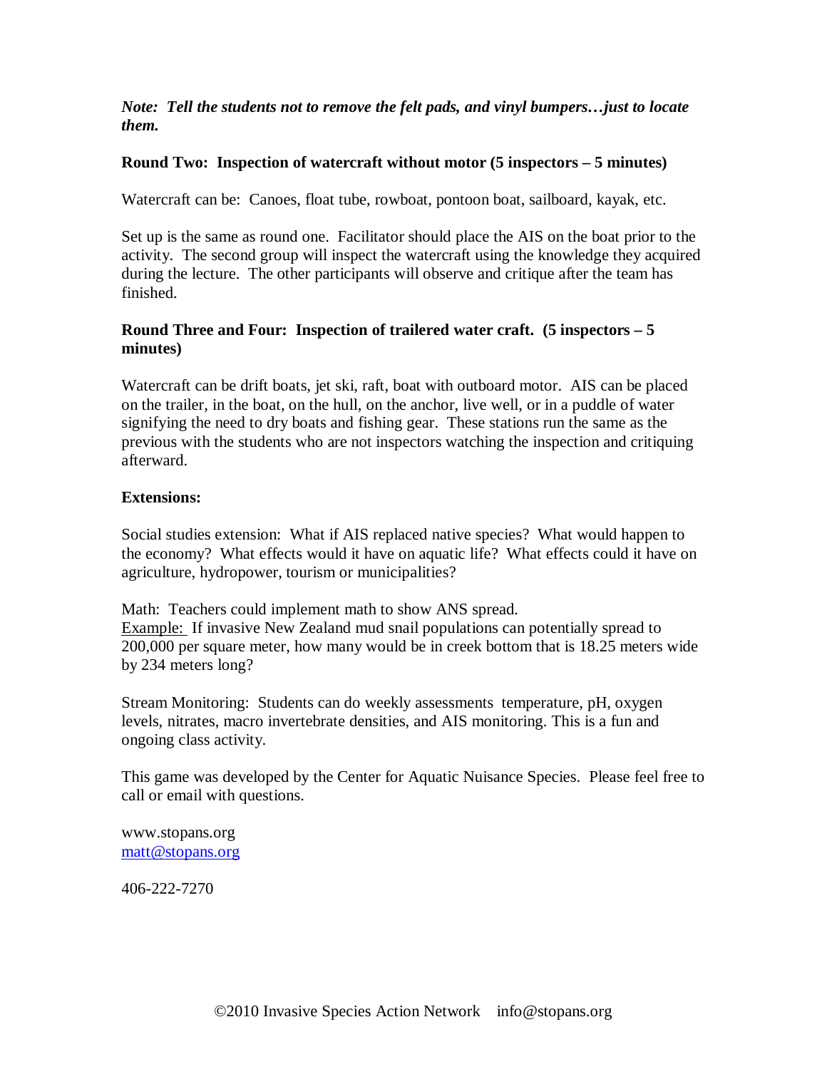***Note: Tell the students not to remove the felt pads, and vinyl bumpers…just to locate them.***

**Round Two: Inspection of watercraft without motor (5 inspectors – 5 minutes)**

Watercraft can be: Canoes, float tube, rowboat, pontoon boat, sailboard, kayak, etc.

Set up is the same as round one. Facilitator should place the AIS on the boat prior to the activity. The second group will inspect the watercraft using the knowledge they acquired during the lecture. The other participants will observe and critique after the team has finished.

**Round Three and Four: Inspection of trailered water craft. (5 inspectors – 5 minutes)**

Watercraft can be drift boats, jet ski, raft, boat with outboard motor. AIS can be placed on the trailer, in the boat, on the hull, on the anchor, live well, or in a puddle of water signifying the need to dry boats and fishing gear. These stations run the same as the previous with the students who are not inspectors watching the inspection and critiquing afterward.

**Extensions:**

Social studies extension: What if AIS replaced native species? What would happen to the economy? What effects would it have on aquatic life? What effects could it have on agriculture, hydropower, tourism or municipalities?

Math: Teachers could implement math to show ANS spread.
Example: If invasive New Zealand mud snail populations can potentially spread to 200,000 per square meter, how many would be in creek bottom that is 18.25 meters wide by 234 meters long?

Stream Monitoring: Students can do weekly assessments temperature, pH, oxygen levels, nitrates, macro invertebrate densities, and AIS monitoring. This is a fun and ongoing class activity.

This game was developed by the Center for Aquatic Nuisance Species. Please feel free to call or email with questions.

www.stopans.org
matt@stopans.org

406-222-7270

©2010 Invasive Species Action Network info@stopans.org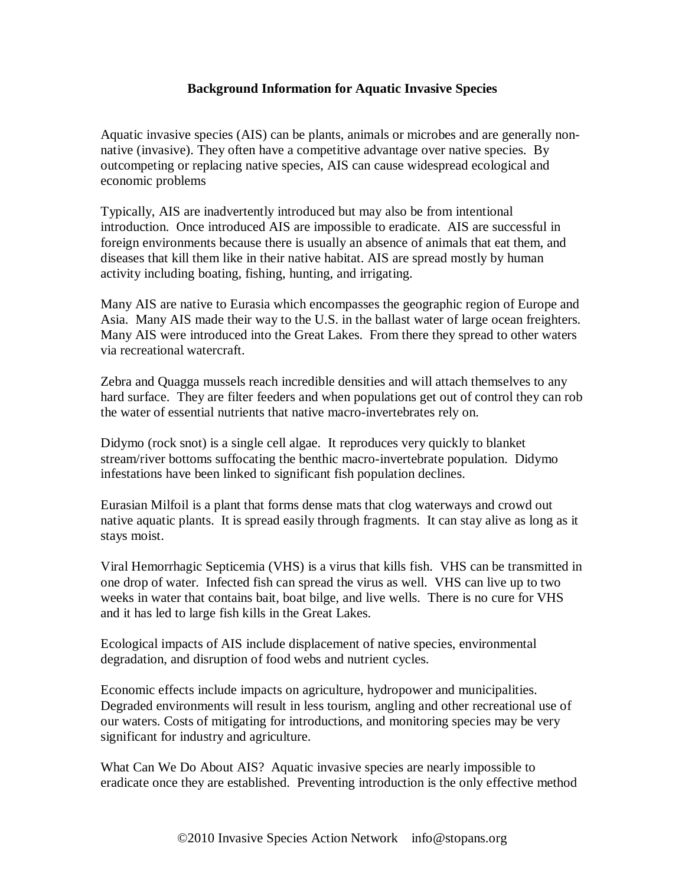# Background Information for Aquatic Invasive Species

Aquatic invasive species (AIS) can be plants, animals or microbes and are generally non-native (invasive). They often have a competitive advantage over native species. By outcompeting or replacing native species, AIS can cause widespread ecological and economic problems

Typically, AIS are inadvertently introduced but may also be from intentional introduction. Once introduced AIS are impossible to eradicate. AIS are successful in foreign environments because there is usually an absence of animals that eat them, and diseases that kill them like in their native habitat. AIS are spread mostly by human activity including boating, fishing, hunting, and irrigating.

Many AIS are native to Eurasia which encompasses the geographic region of Europe and Asia. Many AIS made their way to the U.S. in the ballast water of large ocean freighters. Many AIS were introduced into the Great Lakes. From there they spread to other waters via recreational watercraft.

Zebra and Quagga mussels reach incredible densities and will attach themselves to any hard surface. They are filter feeders and when populations get out of control they can rob the water of essential nutrients that native macro-invertebrates rely on.

Didymo (rock snot) is a single cell algae. It reproduces very quickly to blanket stream/river bottoms suffocating the benthic macro-invertebrate population. Didymo infestations have been linked to significant fish population declines.

Eurasian Milfoil is a plant that forms dense mats that clog waterways and crowd out native aquatic plants. It is spread easily through fragments. It can stay alive as long as it stays moist.

Viral Hemorrhagic Septicemia (VHS) is a virus that kills fish. VHS can be transmitted in one drop of water. Infected fish can spread the virus as well. VHS can live up to two weeks in water that contains bait, boat bilge, and live wells. There is no cure for VHS and it has led to large fish kills in the Great Lakes.

Ecological impacts of AIS include displacement of native species, environmental degradation, and disruption of food webs and nutrient cycles.

Economic effects include impacts on agriculture, hydropower and municipalities. Degraded environments will result in less tourism, angling and other recreational use of our waters. Costs of mitigating for introductions, and monitoring species may be very significant for industry and agriculture.

What Can We Do About AIS? Aquatic invasive species are nearly impossible to eradicate once they are established. Preventing introduction is the only effective method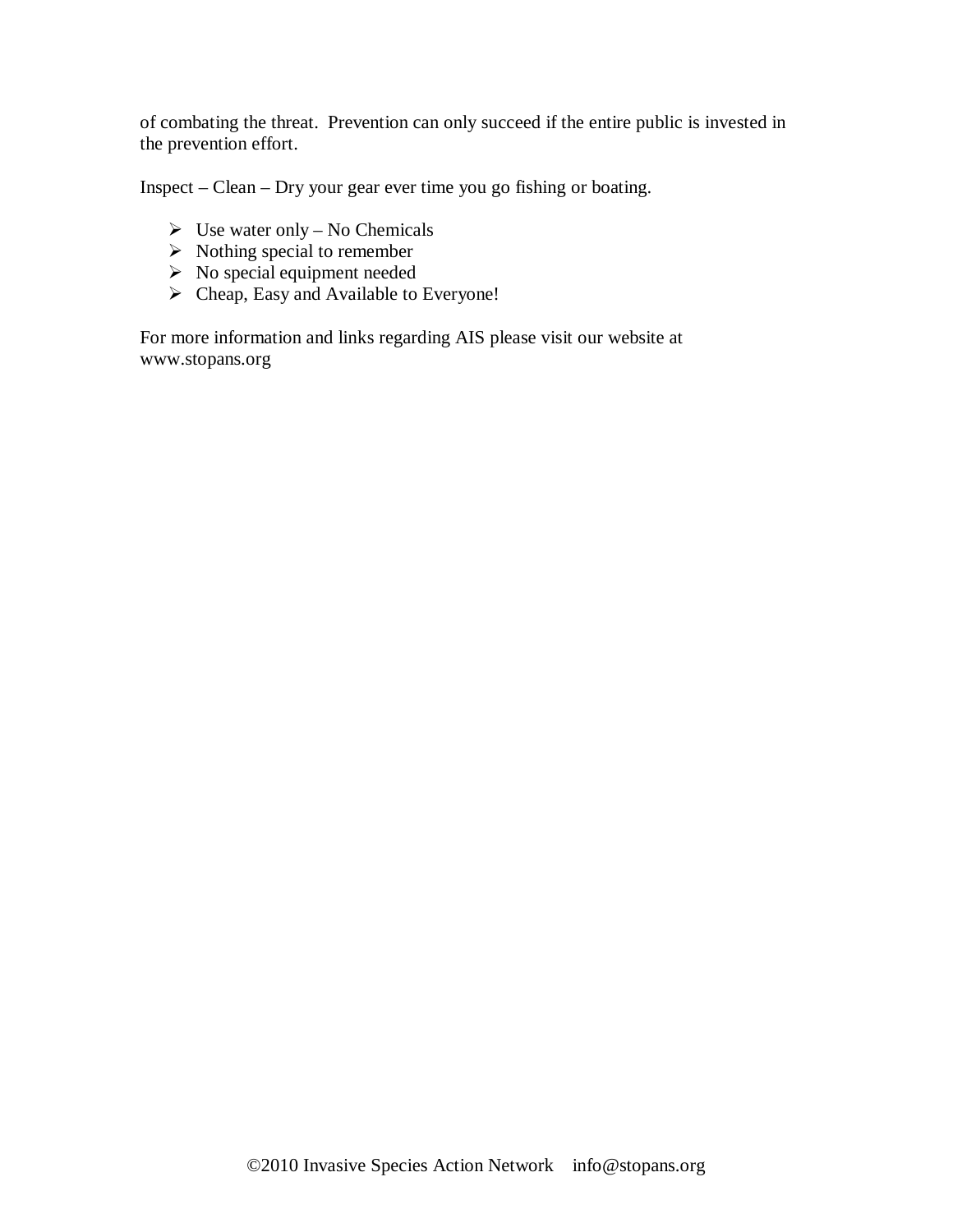of combating the threat. Prevention can only succeed if the entire public is invested in the prevention effort.

Inspect – Clean – Dry your gear ever time you go fishing or boating.

- Use water only – No Chemicals
- Nothing special to remember
- No special equipment needed
- Cheap, Easy and Available to Everyone!

For more information and links regarding AIS please visit our website at www.stopans.org

©2010 Invasive Species Action Network info@stopans.org